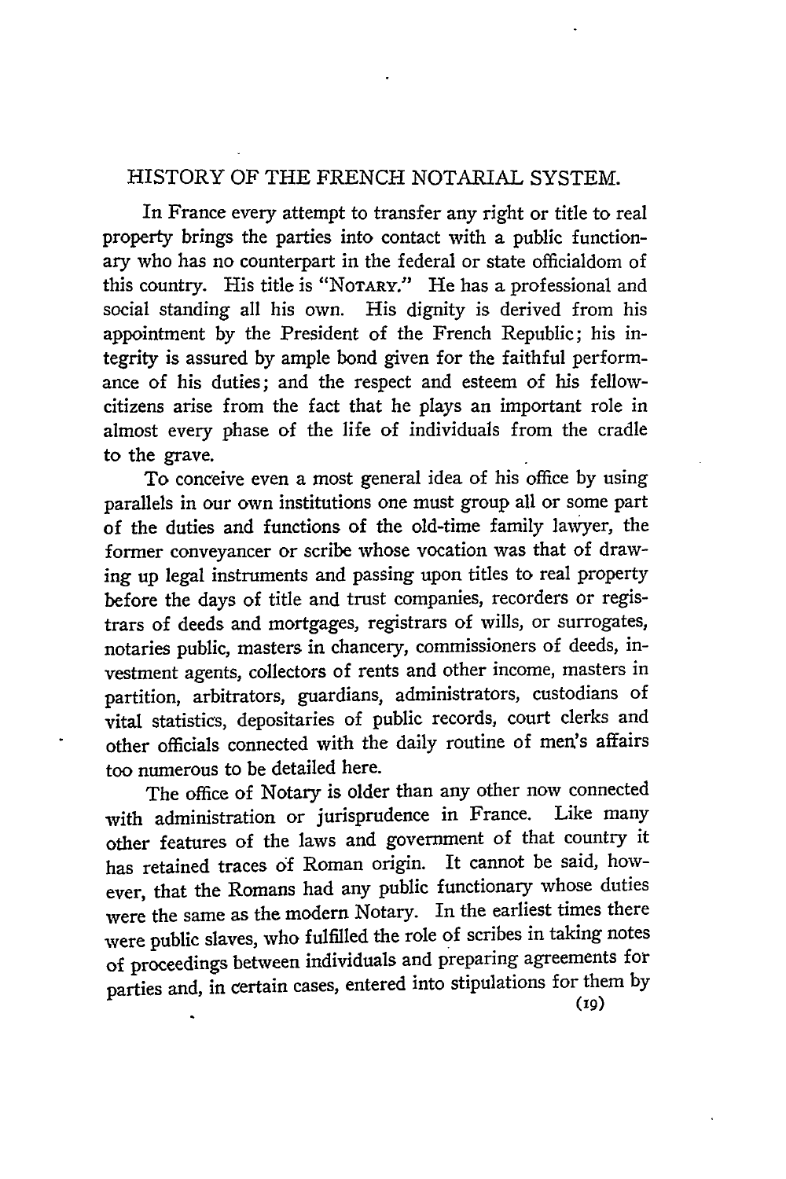# HISTORY OF THE FRENCH NOTARIAL SYSTEM.

In France every attempt to transfer any right or title to real property brings the parties into contact with a public functionary who has no counterpart in the federal or state officialdom of this country. His title is "NOTARY." He has a professional and social standing all his own. His dignity is derived from his appointment by the President of the French Republic; his integrity is assured by ample bond given for the faithful performance of his duties; and the respect and esteem of his fellow-citizens arise from the fact that he plays an important role in almost every phase of the life of individuals from the cradle to the grave.

To conceive even a most general idea of his office by using parallels in our own institutions one must group all or some part of the duties and functions of the old-time family lawyer, the former conveyancer or scribe whose vocation was that of drawing up legal instruments and passing upon titles to real property before the days of title and trust companies, recorders or registrars of deeds and mortgages, registrars of wills, or surrogates, notaries public, masters in chancery, commissioners of deeds, investment agents, collectors of rents and other income, masters in partition, arbitrators, guardians, administrators, custodians of vital statistics, depositaries of public records, court clerks and other officials connected with the daily routine of men's affairs too numerous to be detailed here.

The office of Notary is older than any other now connected with administration or jurisprudence in France. Like many other features of the laws and government of that country it has retained traces of Roman origin. It cannot be said, however, that the Romans had any public functionary whose duties were the same as the modern Notary. In the earliest times there were public slaves, who fulfilled the role of scribes in taking notes of proceedings between individuals and preparing agreements for parties and, in certain cases, entered into stipulations for them by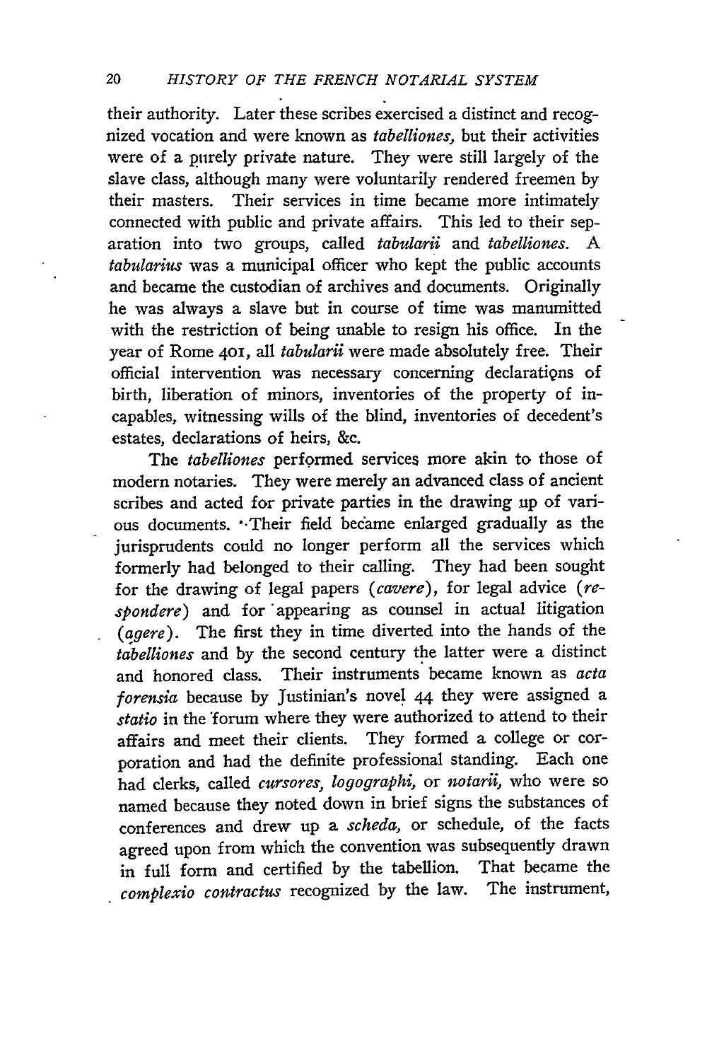their authority. Later these scribes exercised a distinct and recognized vocation and were known as *tabelliones,* but their activities were of a purely private nature. They were still largely of the slave class, although many were voluntarily rendered freemen by their masters. Their services in time became more intimately connected with public and private affairs. This led to their separation into two groups, called *tabularii* and *tabelliones.* A *tabularius* was a municipal officer who kept the public accounts and became the custodian of archives and documents. Originally he was always a slave but in course of time was manumitted with the restriction of being unable to resign his office. In the year of Rome 401, all *tabularii* were made absolutely free. Their official intervention was necessary concerning declarations of birth, liberation of minors, inventories of the property of incapables, witnessing wills of the blind, inventories of decedent's estates, declarations of heirs, &c.

The *tabelliones* performed services more akin to those of modern notaries. They were merely an advanced class of ancient scribes and acted for private parties in the drawing up of various documents. Their field became enlarged gradually as the jurisprudents could no longer perform all the services which formerly had belonged to their calling. They had been sought for the drawing of legal papers (*cavere*), for legal advice (*respondere*) and for appearing as counsel in actual litigation (*agere*). The first they in time diverted into the hands of the *tabelliones* and by the second century the latter were a distinct and honored class. Their instruments became known as *acta forensia* because by Justinian's novel 44 they were assigned a *statio* in the forum where they were authorized to attend to their affairs and meet their clients. They formed a college or corporation and had the definite professional standing. Each one had clerks, called *cursores, logographi,* or *notarii,* who were so named because they noted down in brief signs the substances of conferences and drew up a *scheda,* or schedule, of the facts agreed upon from which the convention was subsequently drawn in full form and certified by the tabellion. That became the *complexio contractus* recognized by the law. The instrument,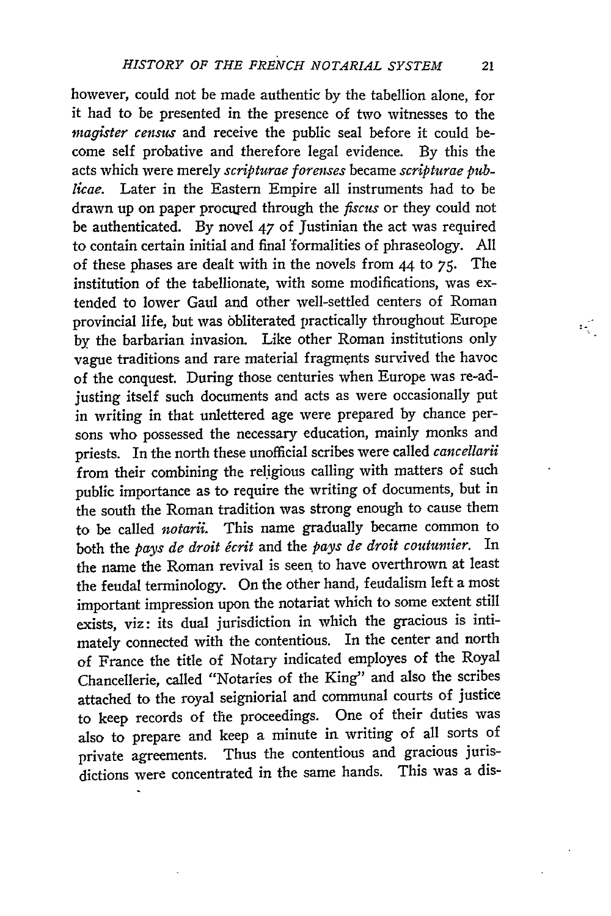however, could not be made authentic by the tabellion alone, for it had to be presented in the presence of two witnesses to the *magister census* and receive the public seal before it could become self probative and therefore legal evidence. By this the acts which were merely *scripturae forenses* became *scripturae publicae*. Later in the Eastern Empire all instruments had to be drawn up on paper procured through the *fiscus* or they could not be authenticated. By novel 47 of Justinian the act was required to contain certain initial and final formalities of phraseology. All of these phases are dealt with in the novels from 44 to 75. The institution of the tabellionate, with some modifications, was extended to lower Gaul and other well-settled centers of Roman provincial life, but was obliterated practically throughout Europe by the barbarian invasion. Like other Roman institutions only vague traditions and rare material fragments survived the havoc of the conquest. During those centuries when Europe was re-adjusting itself such documents and acts as were occasionally put in writing in that unlettered age were prepared by chance persons who possessed the necessary education, mainly monks and priests. In the north these unofficial scribes were called *cancellarii* from their combining the religious calling with matters of such public importance as to require the writing of documents, but in the south the Roman tradition was strong enough to cause them to be called *notarii*. This name gradually became common to both the *pays de droit écrit* and the *pays de droit coutumier*. In the name the Roman revival is seen to have overthrown at least the feudal terminology. On the other hand, feudalism left a most important impression upon the notariat which to some extent still exists, viz: its dual jurisdiction in which the gracious is intimately connected with the contentious. In the center and north of France the title of Notary indicated employes of the Royal Chancellerie, called "Notaries of the King" and also the scribes attached to the royal seigniorial and communal courts of justice to keep records of the proceedings. One of their duties was also to prepare and keep a minute in writing of all sorts of private agreements. Thus the contentious and gracious jurisdictions were concentrated in the same hands. This was a dis-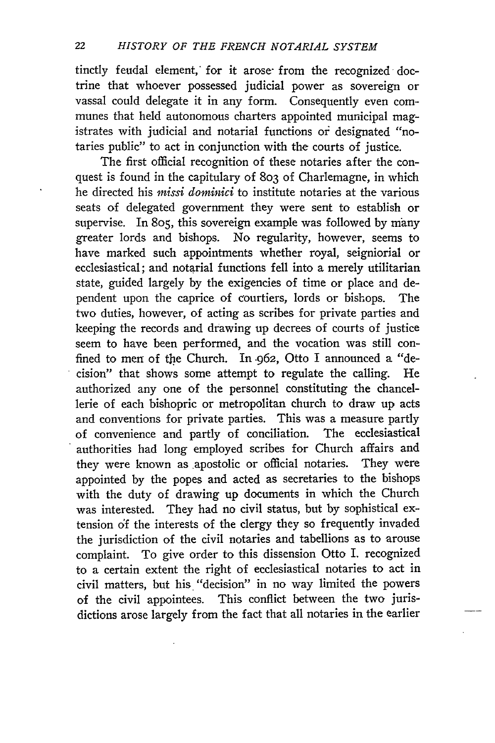tinctly feudal element, for it arose from the recognized doctrine that whoever possessed judicial power as sovereign or vassal could delegate it in any form. Consequently even communes that held autonomous charters appointed municipal magistrates with judicial and notarial functions or designated "notaries public" to act in conjunction with the courts of justice.

The first official recognition of these notaries after the conquest is found in the capitulary of 803 of Charlemagne, in which he directed his *missi dominici* to institute notaries at the various seats of delegated government they were sent to establish or supervise. In 805, this sovereign example was followed by many greater lords and bishops. No regularity, however, seems to have marked such appointments whether royal, seigniorial or ecclesiastical; and notarial functions fell into a merely utilitarian state, guided largely by the exigencies of time or place and dependent upon the caprice of courtiers, lords or bishops. The two duties, however, of acting as scribes for private parties and keeping the records and drawing up decrees of courts of justice seem to have been performed, and the vocation was still confined to men of the Church. In 962, Otto I announced a "decision" that shows some attempt to regulate the calling. He authorized any one of the personnel constituting the chancellerie of each bishopric or metropolitan church to draw up acts and conventions for private parties. This was a measure partly of convenience and partly of conciliation. The ecclesiastical authorities had long employed scribes for Church affairs and they were known as apostolic or official notaries. They were appointed by the popes and acted as secretaries to the bishops with the duty of drawing up documents in which the Church was interested. They had no civil status, but by sophistical extension of the interests of the clergy they so frequently invaded the jurisdiction of the civil notaries and tabellions as to arouse complaint. To give order to this dissension Otto I. recognized to a certain extent the right of ecclesiastical notaries to act in civil matters, but his "decision" in no way limited the powers of the civil appointees. This conflict between the two jurisdictions arose largely from the fact that all notaries in the earlier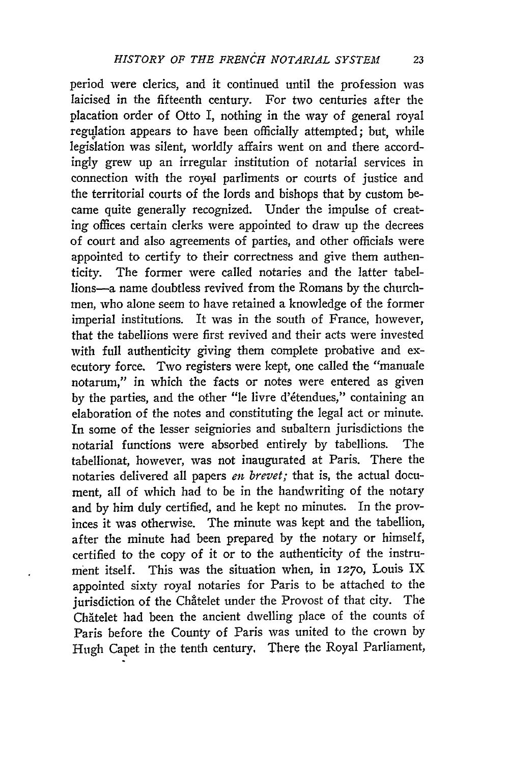period were clerics, and it continued until the profession was laicised in the fifteenth century. For two centuries after the placation order of Otto I, nothing in the way of general royal regulation appears to have been officially attempted; but, while legislation was silent, worldly affairs went on and there accordingly grew up an irregular institution of notarial services in connection with the royal parliments or courts of justice and the territorial courts of the lords and bishops that by custom became quite generally recognized. Under the impulse of creating offices certain clerks were appointed to draw up the decrees of court and also agreements of parties, and other officials were appointed to certify to their correctness and give them authenticity. The former were called notaries and the latter tabellions—a name doubtless revived from the Romans by the churchmen, who alone seem to have retained a knowledge of the former imperial institutions. It was in the south of France, however, that the tabellions were first revived and their acts were invested with full authenticity giving them complete probative and executory force. Two registers were kept, one called the "manuale notarum," in which the facts or notes were entered as given by the parties, and the other "le livre d'étendues," containing an elaboration of the notes and constituting the legal act or minute. In some of the lesser seigniories and subaltern jurisdictions the notarial functions were absorbed entirely by tabellions. The tabellionat, however, was not inaugurated at Paris. There the notaries delivered all papers *en brevet;* that is, the actual document, all of which had to be in the handwriting of the notary and by him duly certified, and he kept no minutes. In the provinces it was otherwise. The minute was kept and the tabellion, after the minute had been prepared by the notary or himself, certified to the copy of it or to the authenticity of the instrument itself. This was the situation when, in 1270, Louis IX appointed sixty royal notaries for Paris to be attached to the jurisdiction of the Châtelet under the Provost of that city. The Châtelet had been the ancient dwelling place of the counts of Paris before the County of Paris was united to the crown by Hugh Capet in the tenth century. There the Royal Parliament,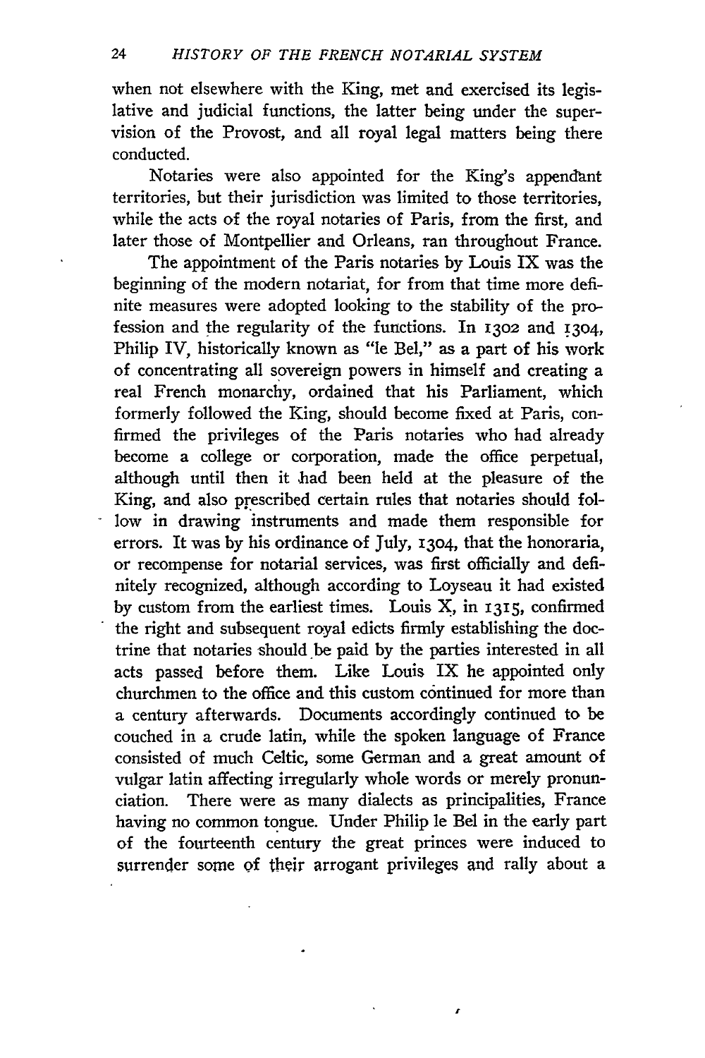when not elsewhere with the King, met and exercised its legislative and judicial functions, the latter being under the supervision of the Provost, and all royal legal matters being there conducted.

Notaries were also appointed for the King's appendant territories, but their jurisdiction was limited to those territories, while the acts of the royal notaries of Paris, from the first, and later those of Montpellier and Orleans, ran throughout France.

The appointment of the Paris notaries by Louis IX was the beginning of the modern notariat, for from that time more definite measures were adopted looking to the stability of the profession and the regularity of the functions. In 1302 and 1304, Philip IV, historically known as "le Bel," as a part of his work of concentrating all sovereign powers in himself and creating a real French monarchy, ordained that his Parliament, which formerly followed the King, should become fixed at Paris, confirmed the privileges of the Paris notaries who had already become a college or corporation, made the office perpetual, although until then it had been held at the pleasure of the King, and also prescribed certain rules that notaries should follow in drawing instruments and made them responsible for errors. It was by his ordinance of July, 1304, that the honoraria, or recompense for notarial services, was first officially and definitely recognized, although according to Loyseau it had existed by custom from the earliest times. Louis X, in 1315, confirmed the right and subsequent royal edicts firmly establishing the doctrine that notaries should be paid by the parties interested in all acts passed before them. Like Louis IX he appointed only churchmen to the office and this custom continued for more than a century afterwards. Documents accordingly continued to be couched in a crude latin, while the spoken language of France consisted of much Celtic, some German and a great amount of vulgar latin affecting irregularly whole words or merely pronunciation. There were as many dialects as principalities, France having no common tongue. Under Philip le Bel in the early part of the fourteenth century the great princes were induced to surrender some of their arrogant privileges and rally about a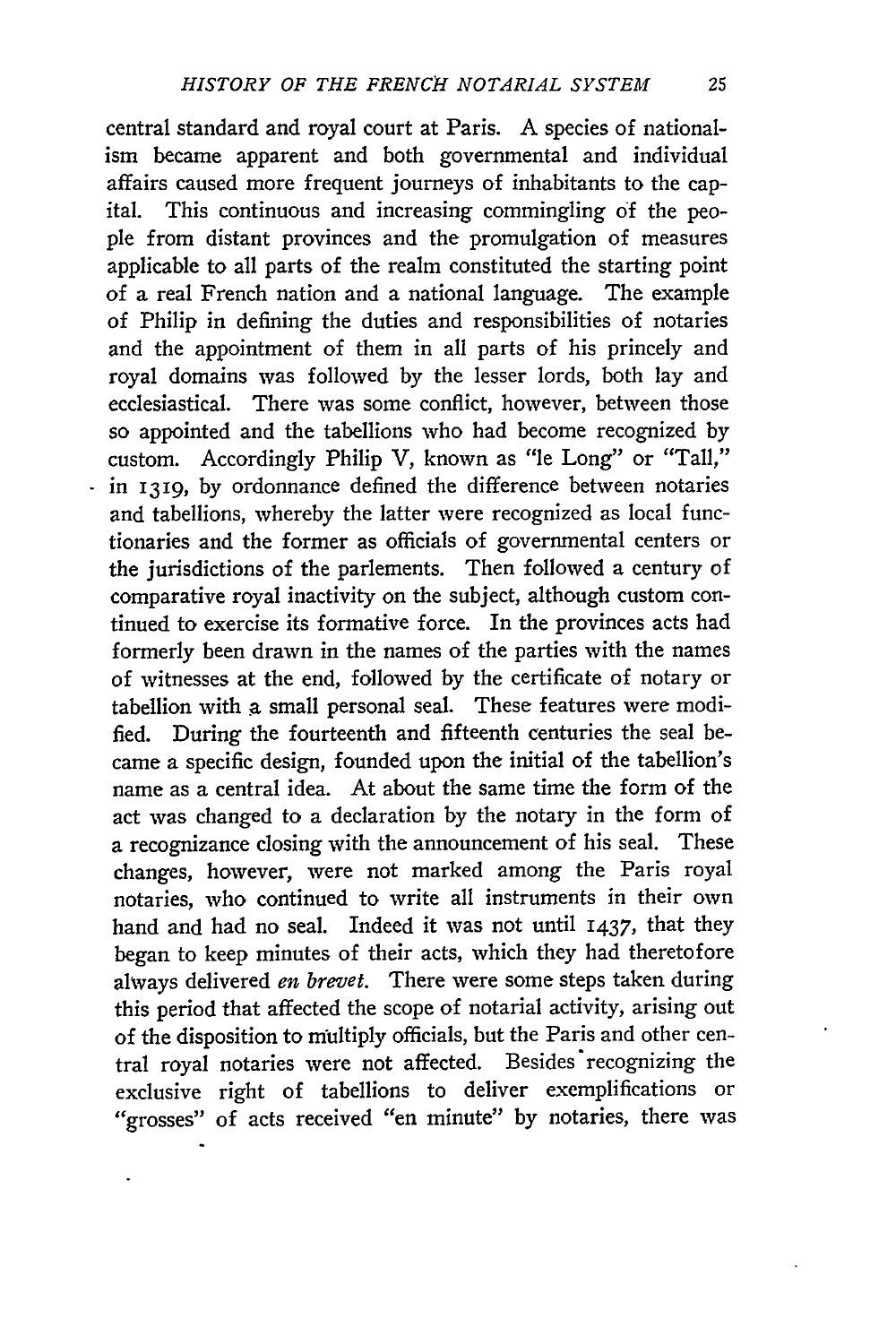central standard and royal court at Paris. A species of nationalism became apparent and both governmental and individual affairs caused more frequent journeys of inhabitants to the capital. This continuous and increasing commingling of the people from distant provinces and the promulgation of measures applicable to all parts of the realm constituted the starting point of a real French nation and a national language. The example of Philip in defining the duties and responsibilities of notaries and the appointment of them in all parts of his princely and royal domains was followed by the lesser lords, both lay and ecclesiastical. There was some conflict, however, between those so appointed and the tabellions who had become recognized by custom. Accordingly Philip V, known as "le Long" or "Tall," in 1319, by ordonnance defined the difference between notaries and tabellions, whereby the latter were recognized as local functionaries and the former as officials of governmental centers or the jurisdictions of the parlements. Then followed a century of comparative royal inactivity on the subject, although custom continued to exercise its formative force. In the provinces acts had formerly been drawn in the names of the parties with the names of witnesses at the end, followed by the certificate of notary or tabellion with a small personal seal. These features were modified. During the fourteenth and fifteenth centuries the seal became a specific design, founded upon the initial of the tabellion's name as a central idea. At about the same time the form of the act was changed to a declaration by the notary in the form of a recognizance closing with the announcement of his seal. These changes, however, were not marked among the Paris royal notaries, who continued to write all instruments in their own hand and had no seal. Indeed it was not until 1437, that they began to keep minutes of their acts, which they had theretofore always delivered *en brevet.* There were some steps taken during this period that affected the scope of notarial activity, arising out of the disposition to multiply officials, but the Paris and other central royal notaries were not affected. Besides recognizing the exclusive right of tabellions to deliver exemplifications or "grosses" of acts received "en minute" by notaries, there was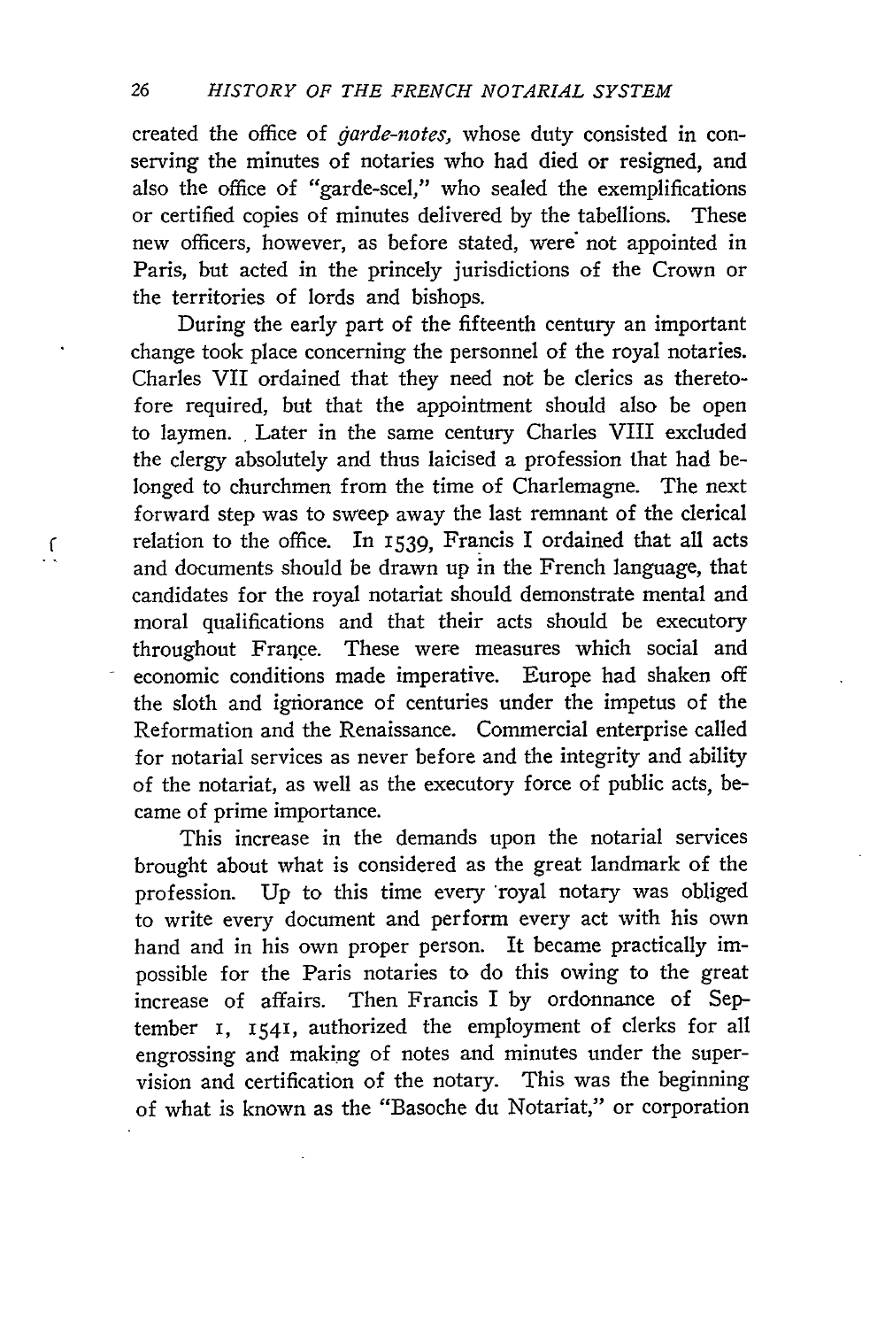created the office of *garde-notes,* whose duty consisted in conserving the minutes of notaries who had died or resigned, and also the office of "garde-scel," who sealed the exemplifications or certified copies of minutes delivered by the tabellions. These new officers, however, as before stated, were not appointed in Paris, but acted in the princely jurisdictions of the Crown or the territories of lords and bishops.

During the early part of the fifteenth century an important change took place concerning the personnel of the royal notaries. Charles VII ordained that they need not be clerics as theretofore required, but that the appointment should also be open to laymen. Later in the same century Charles VIII excluded the clergy absolutely and thus laicised a profession that had belonged to churchmen from the time of Charlemagne. The next forward step was to sweep away the last remnant of the clerical relation to the office. In 1539, Francis I ordained that all acts and documents should be drawn up in the French language, that candidates for the royal notariat should demonstrate mental and moral qualifications and that their acts should be executory throughout France. These were measures which social and economic conditions made imperative. Europe had shaken off the sloth and ignorance of centuries under the impetus of the Reformation and the Renaissance. Commercial enterprise called for notarial services as never before and the integrity and ability of the notariat, as well as the executory force of public acts, became of prime importance.

This increase in the demands upon the notarial services brought about what is considered as the great landmark of the profession. Up to this time every royal notary was obliged to write every document and perform every act with his own hand and in his own proper person. It became practically impossible for the Paris notaries to do this owing to the great increase of affairs. Then Francis I by ordonnance of September 1, 1541, authorized the employment of clerks for all engrossing and making of notes and minutes under the supervision and certification of the notary. This was the beginning of what is known as the "Basoche du Notariat," or corporation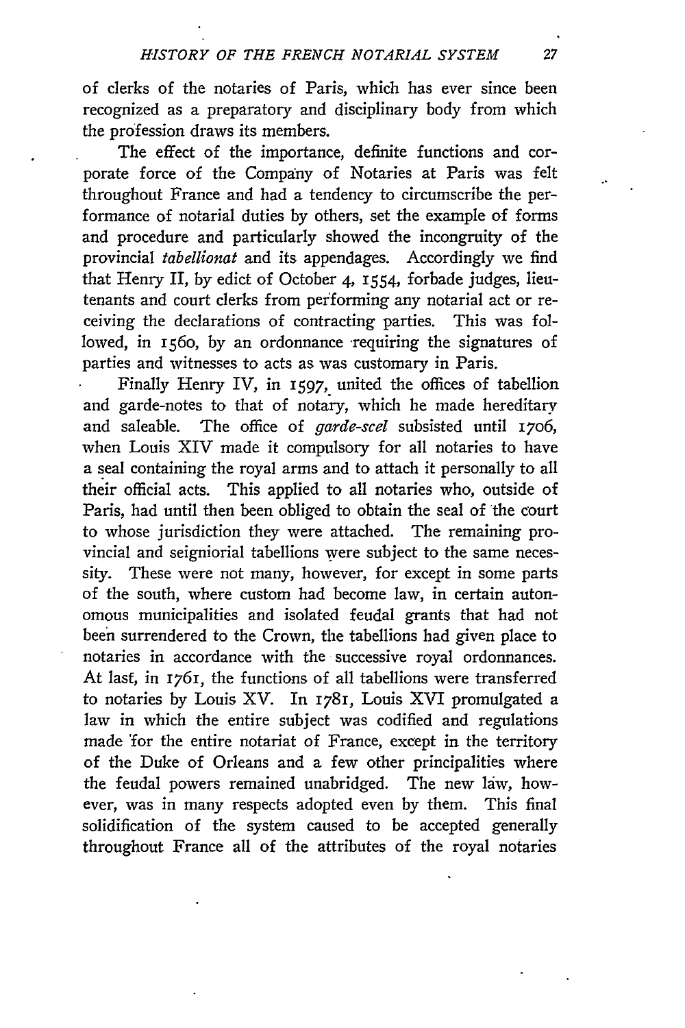of clerks of the notaries of Paris, which has ever since been recognized as a preparatory and disciplinary body from which the profession draws its members.

The effect of the importance, definite functions and corporate force of the Company of Notaries at Paris was felt throughout France and had a tendency to circumscribe the performance of notarial duties by others, set the example of forms and procedure and particularly showed the incongruity of the provincial *tabellionat* and its appendages. Accordingly we find that Henry II, by edict of October 4, 1554, forbade judges, lieutenants and court clerks from performing any notarial act or receiving the declarations of contracting parties. This was followed, in 1560, by an ordonnance requiring the signatures of parties and witnesses to acts as was customary in Paris.

Finally Henry IV, in 1597, united the offices of tabellion and garde-notes to that of notary, which he made hereditary and saleable. The office of *garde-scel* subsisted until 1706, when Louis XIV made it compulsory for all notaries to have a seal containing the royal arms and to attach it personally to all their official acts. This applied to all notaries who, outside of Paris, had until then been obliged to obtain the seal of the court to whose jurisdiction they were attached. The remaining provincial and seigniorial tabellions were subject to the same necessity. These were not many, however, for except in some parts of the south, where custom had become law, in certain autonomous municipalities and isolated feudal grants that had not been surrendered to the Crown, the tabellions had given place to notaries in accordance with the successive royal ordonnances. At last, in 1761, the functions of all tabellions were transferred to notaries by Louis XV. In 1781, Louis XVI promulgated a law in which the entire subject was codified and regulations made for the entire notariat of France, except in the territory of the Duke of Orleans and a few other principalities where the feudal powers remained unabridged. The new law, however, was in many respects adopted even by them. This final solidification of the system caused to be accepted generally throughout France all of the attributes of the royal notaries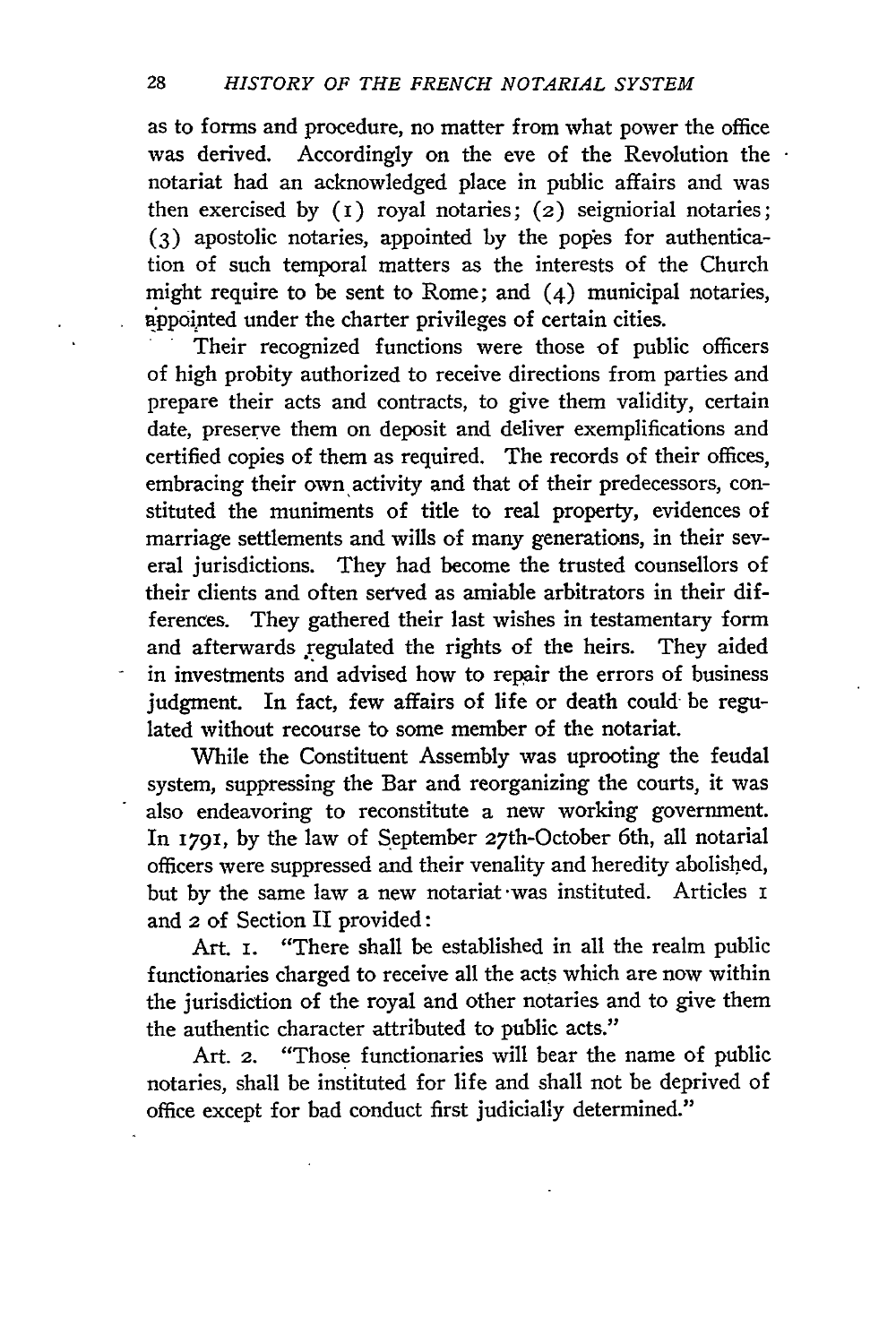as to forms and procedure, no matter from what power the office was derived. Accordingly on the eve of the Revolution the notariat had an acknowledged place in public affairs and was then exercised by (1) royal notaries; (2) seigniorial notaries; (3) apostolic notaries, appointed by the popes for authentication of such temporal matters as the interests of the Church might require to be sent to Rome; and (4) municipal notaries, appointed under the charter privileges of certain cities.

Their recognized functions were those of public officers of high probity authorized to receive directions from parties and prepare their acts and contracts, to give them validity, certain date, preserve them on deposit and deliver exemplifications and certified copies of them as required. The records of their offices, embracing their own activity and that of their predecessors, constituted the muniments of title to real property, evidences of marriage settlements and wills of many generations, in their several jurisdictions. They had become the trusted counsellors of their clients and often served as amiable arbitrators in their differences. They gathered their last wishes in testamentary form and afterwards regulated the rights of the heirs. They aided in investments and advised how to repair the errors of business judgment. In fact, few affairs of life or death could be regulated without recourse to some member of the notariat.

While the Constituent Assembly was uprooting the feudal system, suppressing the Bar and reorganizing the courts, it was also endeavoring to reconstitute a new working government. In 1791, by the law of September 27th-October 6th, all notarial officers were suppressed and their venality and heredity abolished, but by the same law a new notariat was instituted. Articles 1 and 2 of Section II provided:

Art. 1. "There shall be established in all the realm public functionaries charged to receive all the acts which are now within the jurisdiction of the royal and other notaries and to give them the authentic character attributed to public acts."

Art. 2. "Those functionaries will bear the name of public notaries, shall be instituted for life and shall not be deprived of office except for bad conduct first judicially determined."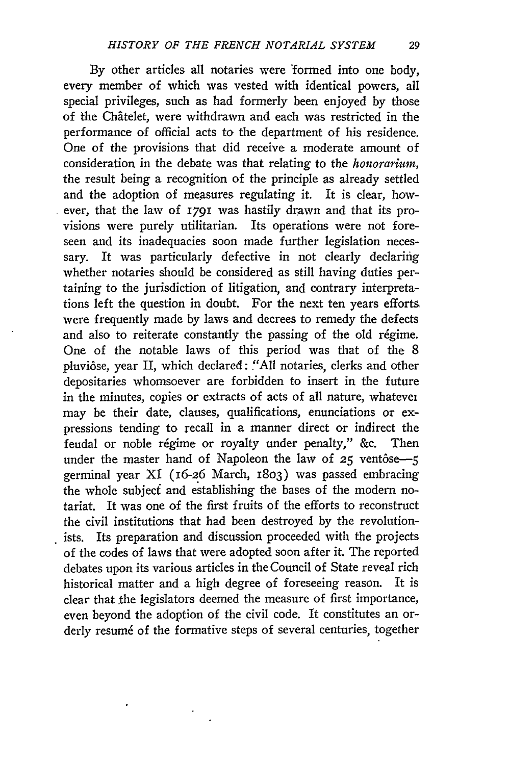By other articles all notaries were formed into one body, every member of which was vested with identical powers, all special privileges, such as had formerly been enjoyed by those of the Châtelet, were withdrawn and each was restricted in the performance of official acts to the department of his residence. One of the provisions that did receive a moderate amount of consideration in the debate was that relating to the *honorarium*, the result being a recognition of the principle as already settled and the adoption of measures regulating it. It is clear, however, that the law of 1791 was hastily drawn and that its provisions were purely utilitarian. Its operations were not foreseen and its inadequacies soon made further legislation necessary. It was particularly defective in not clearly declaring whether notaries should be considered as still having duties pertaining to the jurisdiction of litigation, and contrary interpretations left the question in doubt. For the next ten years efforts were frequently made by laws and decrees to remedy the defects and also to reiterate constantly the passing of the old régime. One of the notable laws of this period was that of the 8 pluviôse, year II, which declared: "All notaries, clerks and other depositaries whomsoever are forbidden to insert in the future in the minutes, copies or extracts of acts of all nature, whatever may be their date, clauses, qualifications, enunciations or expressions tending to recall in a manner direct or indirect the feudal or noble régime or royalty under penalty," &c. Then under the master hand of Napoleon the law of 25 ventôse—5 germinal year XI (16-26 March, 1803) was passed embracing the whole subject and establishing the bases of the modern notariat. It was one of the first fruits of the efforts to reconstruct the civil institutions that had been destroyed by the revolutionists. Its preparation and discussion proceeded with the projects of the codes of laws that were adopted soon after it. The reported debates upon its various articles in the Council of State reveal rich historical matter and a high degree of foreseeing reason. It is clear that the legislators deemed the measure of first importance, even beyond the adoption of the civil code. It constitutes an orderly resumé of the formative steps of several centuries, together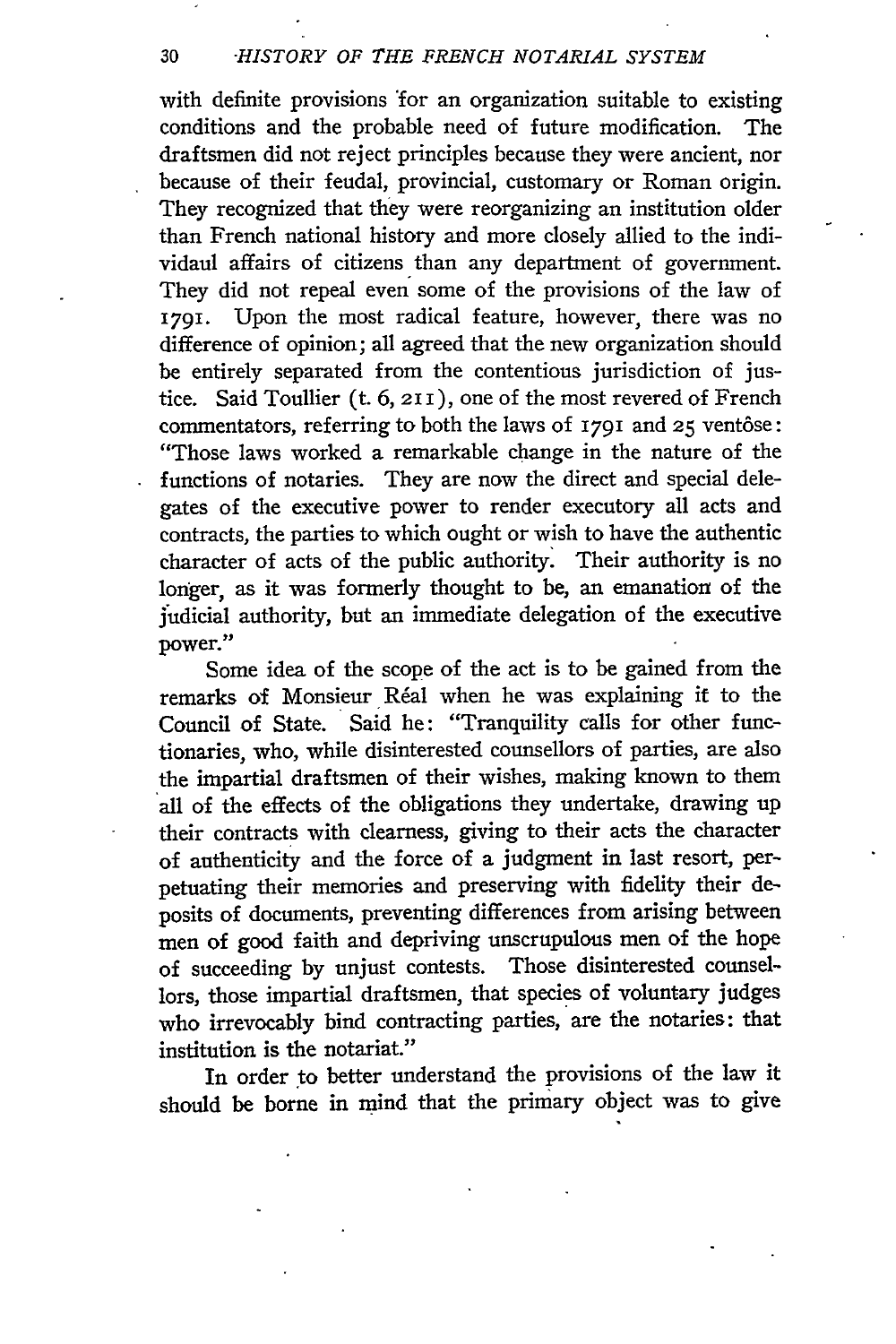with definite provisions for an organization suitable to existing conditions and the probable need of future modification. The draftsmen did not reject principles because they were ancient, nor because of their feudal, provincial, customary or Roman origin. They recognized that they were reorganizing an institution older than French national history and more closely allied to the indi-vidaul affairs of citizens than any department of government. They did not repeal even some of the provisions of the law of 1791. Upon the most radical feature, however, there was no difference of opinion; all agreed that the new organization should be entirely separated from the contentious jurisdiction of justice. Said Toullier (t. 6, 211), one of the most revered of French commentators, referring to both the laws of 1791 and 25 ventôse: "Those laws worked a remarkable change in the nature of the functions of notaries. They are now the direct and special delegates of the executive power to render executory all acts and contracts, the parties to which ought or wish to have the authentic character of acts of the public authority. Their authority is no longer, as it was formerly thought to be, an emanation of the judicial authority, but an immediate delegation of the executive power."

Some idea of the scope of the act is to be gained from the remarks of Monsieur Réal when he was explaining it to the Council of State. Said he: "Tranquility calls for other functionaries, who, while disinterested counsellors of parties, are also the impartial draftsmen of their wishes, making known to them all of the effects of the obligations they undertake, drawing up their contracts with clearness, giving to their acts the character of authenticity and the force of a judgment in last resort, perpetuating their memories and preserving with fidelity their deposits of documents, preventing differences from arising between men of good faith and depriving unscrupulous men of the hope of succeeding by unjust contests. Those disinterested counsellors, those impartial draftsmen, that species of voluntary judges who irrevocably bind contracting parties, are the notaries: that institution is the notariat."

In order to better understand the provisions of the law it should be borne in mind that the primary object was to give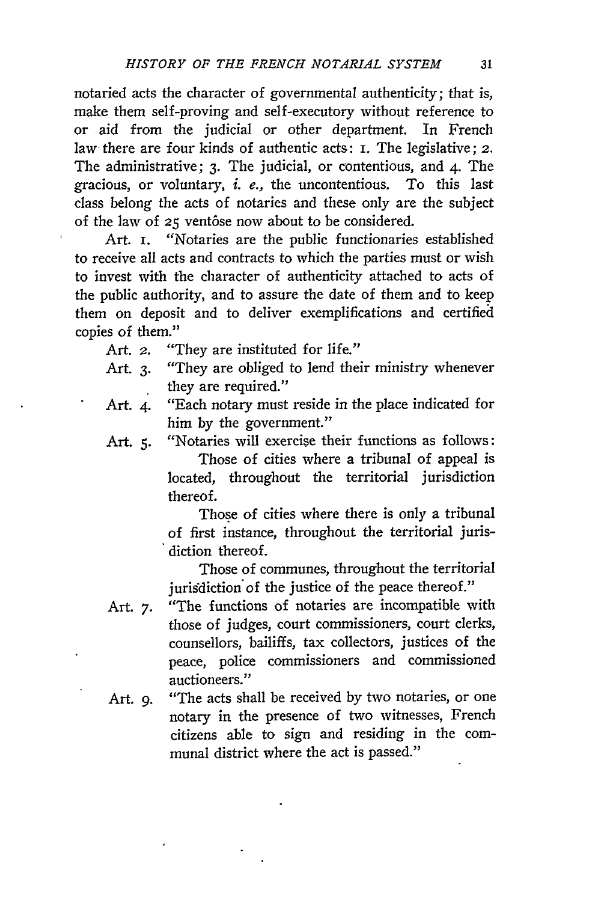notaried acts the character of governmental authenticity; that is, make them self-proving and self-executory without reference to or aid from the judicial or other department. In French law there are four kinds of authentic acts: 1. The legislative; 2. The administrative; 3. The judicial, or contentious, and 4. The gracious, or voluntary, *i. e.*, the uncontentious. To this last class belong the acts of notaries and these only are the subject of the law of 25 ventôse now about to be considered.

Art. 1. "Notaries are the public functionaries established to receive all acts and contracts to which the parties must or wish to invest with the character of authenticity attached to acts of the public authority, and to assure the date of them and to keep them on deposit and to deliver exemplifications and certified copies of them."

Art. 2. "They are instituted for life."

Art. 3. "They are obliged to lend their ministry whenever they are required."

Art. 4. "Each notary must reside in the place indicated for him by the government."

Art. 5. "Notaries will exercise their functions as follows:

Those of cities where a tribunal of appeal is located, throughout the territorial jurisdiction thereof.

Those of cities where there is only a tribunal of first instance, throughout the territorial jurisdiction thereof.

Those of communes, throughout the territorial jurisdiction of the justice of the peace thereof."

Art. 7. "The functions of notaries are incompatible with those of judges, court commissioners, court clerks, counsellors, bailiffs, tax collectors, justices of the peace, police commissioners and commissioned auctioneers."

Art. 9. "The acts shall be received by two notaries, or one notary in the presence of two witnesses, French citizens able to sign and residing in the communal district where the act is passed."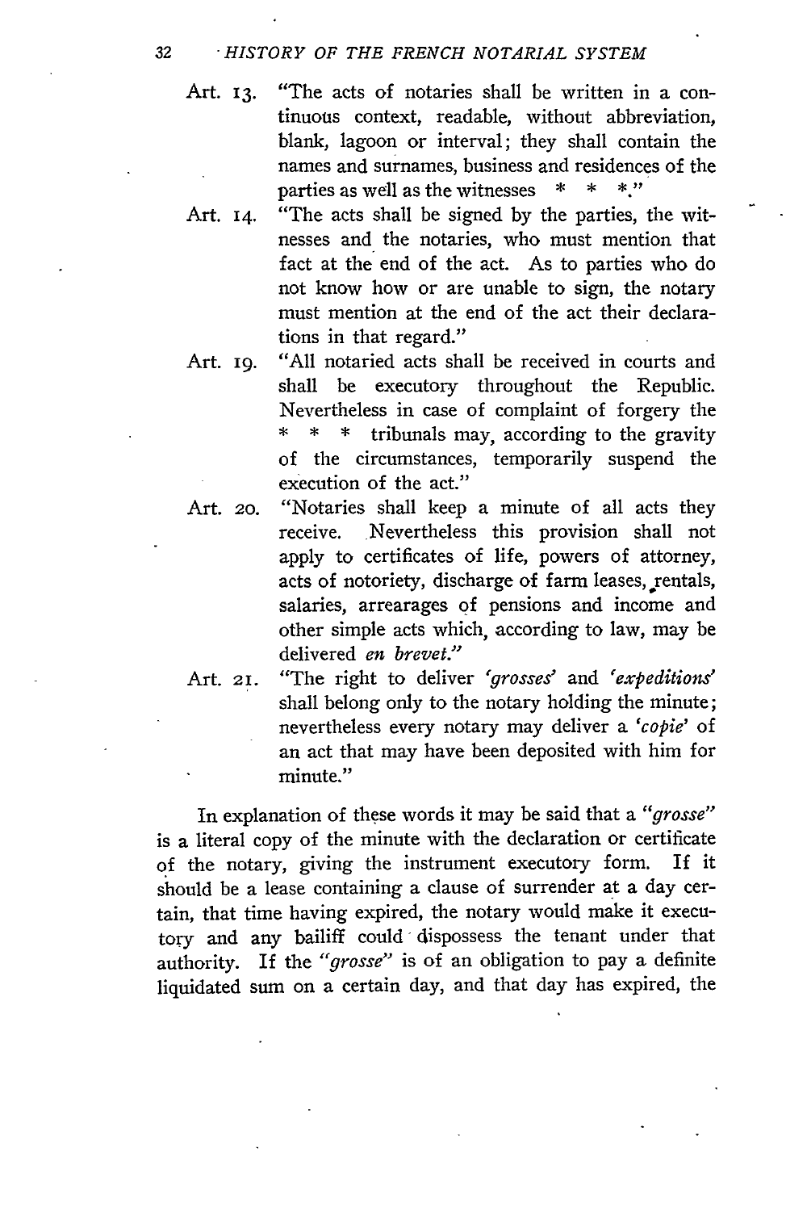Art. 13. "The acts of notaries shall be written in a continuous context, readable, without abbreviation, blank, lagoon or interval; they shall contain the names and surnames, business and residences of the parties as well as the witnesses * * *."

Art. 14. "The acts shall be signed by the parties, the witnesses and the notaries, who must mention that fact at the end of the act. As to parties who do not know how or are unable to sign, the notary must mention at the end of the act their declarations in that regard."

Art. 19. "All notaried acts shall be received in courts and shall be executory throughout the Republic. Nevertheless in case of complaint of forgery the * * * tribunals may, according to the gravity of the circumstances, temporarily suspend the execution of the act."

Art. 20. "Notaries shall keep a minute of all acts they receive. Nevertheless this provision shall not apply to certificates of life, powers of attorney, acts of notoriety, discharge of farm leases, rentals, salaries, arrearages of pensions and income and other simple acts which, according to law, may be delivered *en brevet.*"

Art. 21. "The right to deliver *'grosses'* and *'expeditions'* shall belong only to the notary holding the minute; nevertheless every notary may deliver a *'copie'* of an act that may have been deposited with him for minute."

In explanation of these words it may be said that a *"grosse"* is a literal copy of the minute with the declaration or certificate of the notary, giving the instrument executory form. If it should be a lease containing a clause of surrender at a day certain, that time having expired, the notary would make it executory and any bailiff could dispossess the tenant under that authority. If the *"grosse"* is of an obligation to pay a definite liquidated sum on a certain day, and that day has expired, the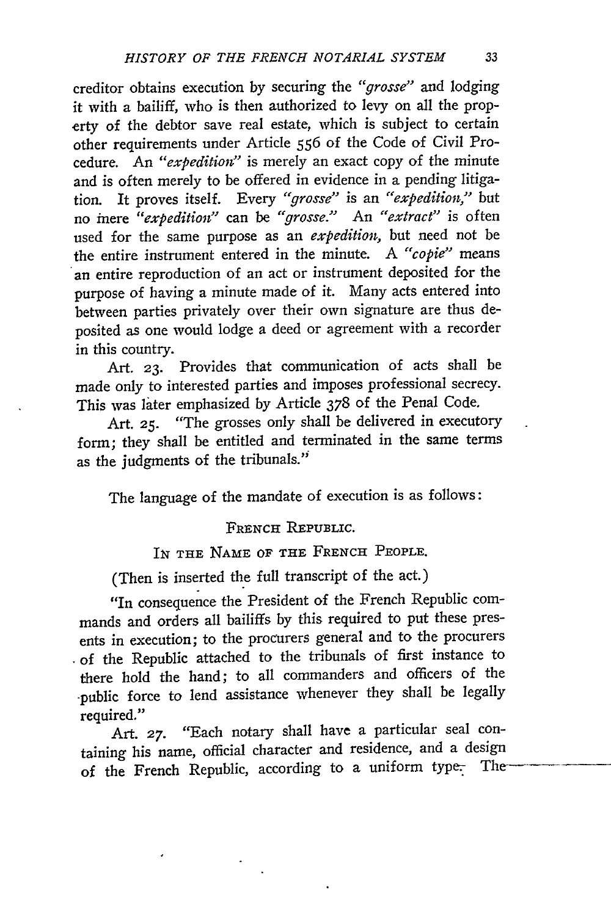creditor obtains execution by securing the *"grosse"* and lodging it with a bailiff, who is then authorized to levy on all the property of the debtor save real estate, which is subject to certain other requirements under Article 556 of the Code of Civil Procedure. An *"expedition"* is merely an exact copy of the minute and is often merely to be offered in evidence in a pending litigation. It proves itself. Every *"grosse"* is an *"expedition,"* but no mere *"expedition"* can be *"grosse."* An *"extract"* is often used for the same purpose as an *expedition,* but need not be the entire instrument entered in the minute. A *"copie"* means an entire reproduction of an act or instrument deposited for the purpose of having a minute made of it. Many acts entered into between parties privately over their own signature are thus deposited as one would lodge a deed or agreement with a recorder in this country.

Art. 23. Provides that communication of acts shall be made only to interested parties and imposes professional secrecy. This was later emphasized by Article 378 of the Penal Code.

Art. 25. "The grosses only shall be delivered in executory form; they shall be entitled and terminated in the same terms as the judgments of the tribunals."

The language of the mandate of execution is as follows:

FRENCH REPUBLIC.

IN THE NAME OF THE FRENCH PEOPLE.

(Then is inserted the full transcript of the act.)

"In consequence the President of the French Republic commands and orders all bailiffs by this required to put these presents in execution; to the procurers general and to the procurers of the Republic attached to the tribunals of first instance to there hold the hand; to all commanders and officers of the public force to lend assistance whenever they shall be legally required."

Art. 27. "Each notary shall have a particular seal containing his name, official character and residence, and a design of the French Republic, according to a uniform type. The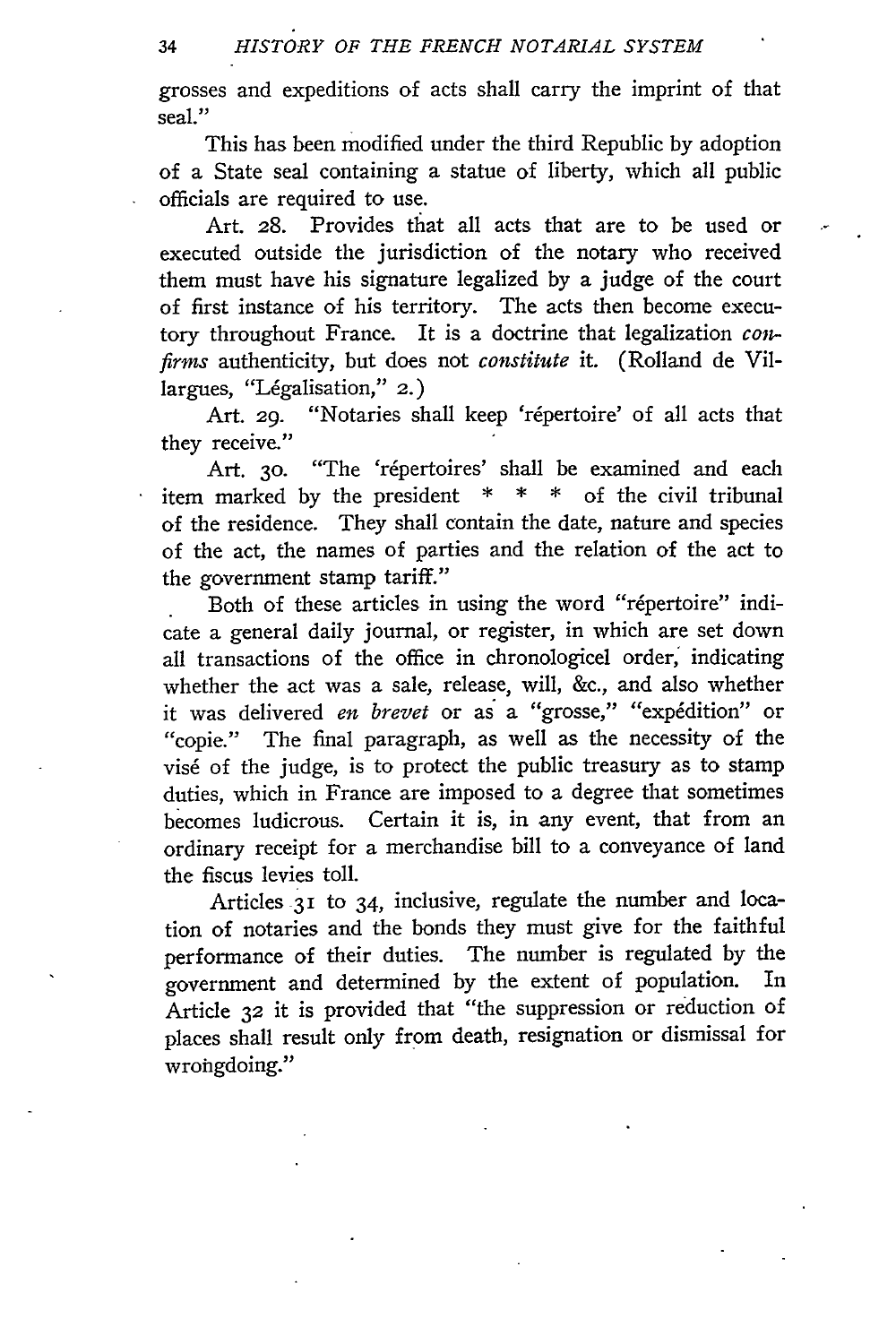grosses and expeditions of acts shall carry the imprint of that seal."

This has been modified under the third Republic by adoption of a State seal containing a statue of liberty, which all public officials are required to use.

Art. 28. Provides that all acts that are to be used or executed outside the jurisdiction of the notary who received them must have his signature legalized by a judge of the court of first instance of his territory. The acts then become executory throughout France. It is a doctrine that legalization *confirms* authenticity, but does not *constitute* it. (Rolland de Villargues, "Légalisation," 2.)

Art. 29. "Notaries shall keep 'répertoire' of all acts that they receive."

Art. 30. "The 'répertoires' shall be examined and each item marked by the president * * * of the civil tribunal of the residence. They shall contain the date, nature and species of the act, the names of parties and the relation of the act to the government stamp tariff."

Both of these articles in using the word "répertoire" indicate a general daily journal, or register, in which are set down all transactions of the office in chronologicel order, indicating whether the act was a sale, release, will, &c., and also whether it was delivered *en brevet* or as a "grosse," "expédition" or "copie." The final paragraph, as well as the necessity of the visé of the judge, is to protect the public treasury as to stamp duties, which in France are imposed to a degree that sometimes becomes ludicrous. Certain it is, in any event, that from an ordinary receipt for a merchandise bill to a conveyance of land the fiscus levies toll.

Articles 31 to 34, inclusive, regulate the number and location of notaries and the bonds they must give for the faithful performance of their duties. The number is regulated by the government and determined by the extent of population. In Article 32 it is provided that "the suppression or reduction of places shall result only from death, resignation or dismissal for wrongdoing."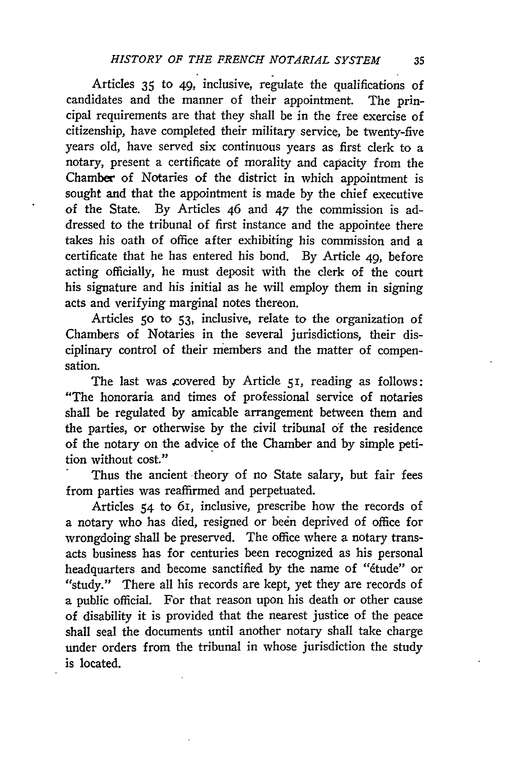Articles 35 to 49, inclusive, regulate the qualifications of candidates and the manner of their appointment. The principal requirements are that they shall be in the free exercise of citizenship, have completed their military service, be twenty-five years old, have served six continuous years as first clerk to a notary, present a certificate of morality and capacity from the Chamber of Notaries of the district in which appointment is sought and that the appointment is made by the chief executive of the State. By Articles 46 and 47 the commission is addressed to the tribunal of first instance and the appointee there takes his oath of office after exhibiting his commission and a certificate that he has entered his bond. By Article 49, before acting officially, he must deposit with the clerk of the court his signature and his initial as he will employ them in signing acts and verifying marginal notes thereon.

Articles 50 to 53, inclusive, relate to the organization of Chambers of Notaries in the several jurisdictions, their disciplinary control of their members and the matter of compensation.

The last was covered by Article 51, reading as follows: "The honoraria and times of professional service of notaries shall be regulated by amicable arrangement between them and the parties, or otherwise by the civil tribunal of the residence of the notary on the advice of the Chamber and by simple petition without cost."

Thus the ancient theory of no State salary, but fair fees from parties was reaffirmed and perpetuated.

Articles 54 to 61, inclusive, prescribe how the records of a notary who has died, resigned or been deprived of office for wrongdoing shall be preserved. The office where a notary transacts business has for centuries been recognized as his personal headquarters and become sanctified by the name of "étude" or "study." There all his records are kept, yet they are records of a public official. For that reason upon his death or other cause of disability it is provided that the nearest justice of the peace shall seal the documents until another notary shall take charge under orders from the tribunal in whose jurisdiction the study is located.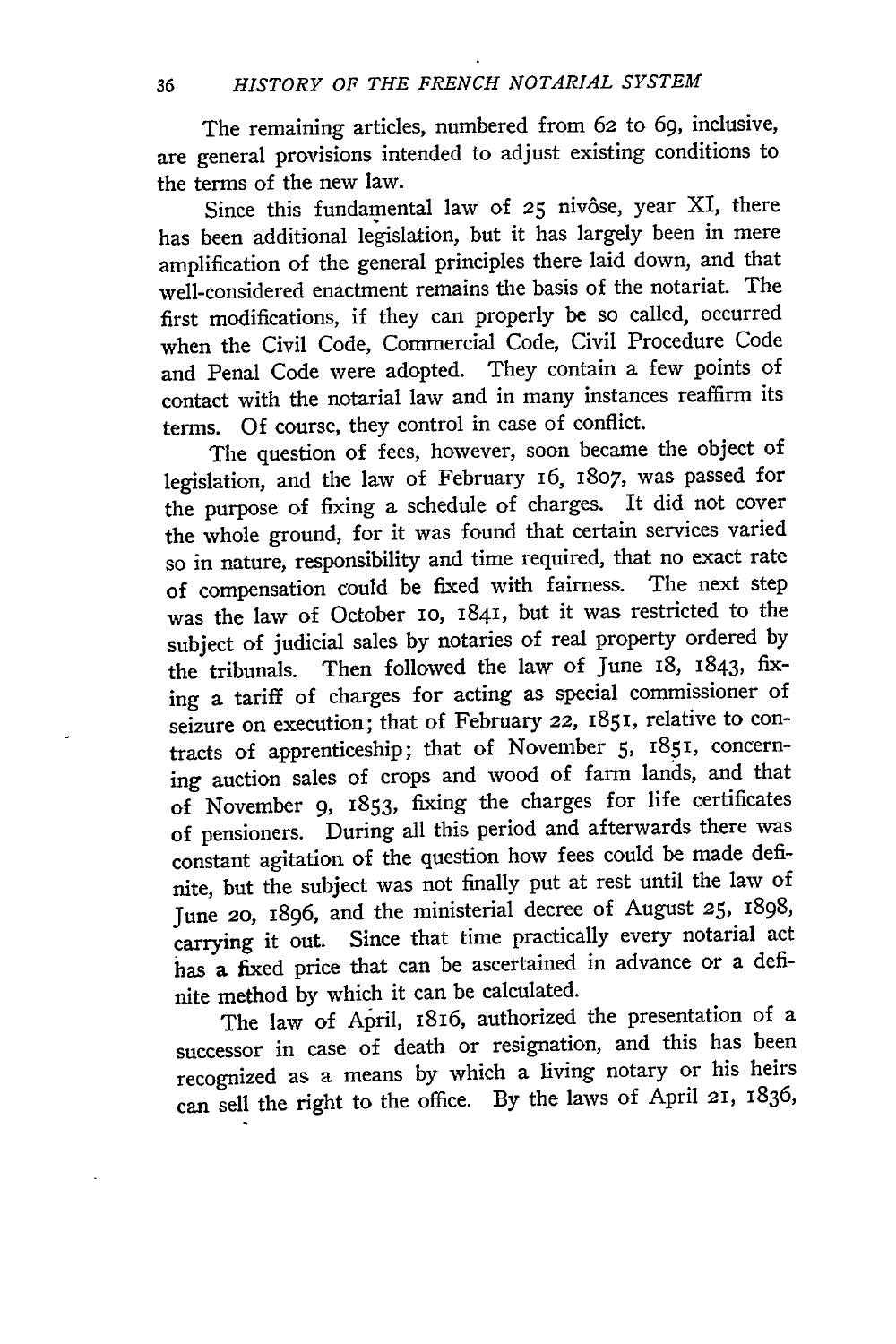The remaining articles, numbered from 62 to 69, inclusive, are general provisions intended to adjust existing conditions to the terms of the new law.

Since this fundamental law of 25 nivôse, year XI, there has been additional legislation, but it has largely been in mere amplification of the general principles there laid down, and that well-considered enactment remains the basis of the notariat. The first modifications, if they can properly be so called, occurred when the Civil Code, Commercial Code, Civil Procedure Code and Penal Code were adopted. They contain a few points of contact with the notarial law and in many instances reaffirm its terms. Of course, they control in case of conflict.

The question of fees, however, soon became the object of legislation, and the law of February 16, 1807, was passed for the purpose of fixing a schedule of charges. It did not cover the whole ground, for it was found that certain services varied so in nature, responsibility and time required, that no exact rate of compensation could be fixed with fairness. The next step was the law of October 10, 1841, but it was restricted to the subject of judicial sales by notaries of real property ordered by the tribunals. Then followed the law of June 18, 1843, fixing a tariff of charges for acting as special commissioner of seizure on execution; that of February 22, 1851, relative to contracts of apprenticeship; that of November 5, 1851, concerning auction sales of crops and wood of farm lands, and that of November 9, 1853, fixing the charges for life certificates of pensioners. During all this period and afterwards there was constant agitation of the question how fees could be made definite, but the subject was not finally put at rest until the law of June 20, 1896, and the ministerial decree of August 25, 1898, carrying it out. Since that time practically every notarial act has a fixed price that can be ascertained in advance or a definite method by which it can be calculated.

The law of April, 1816, authorized the presentation of a successor in case of death or resignation, and this has been recognized as a means by which a living notary or his heirs can sell the right to the office. By the laws of April 21, 1836,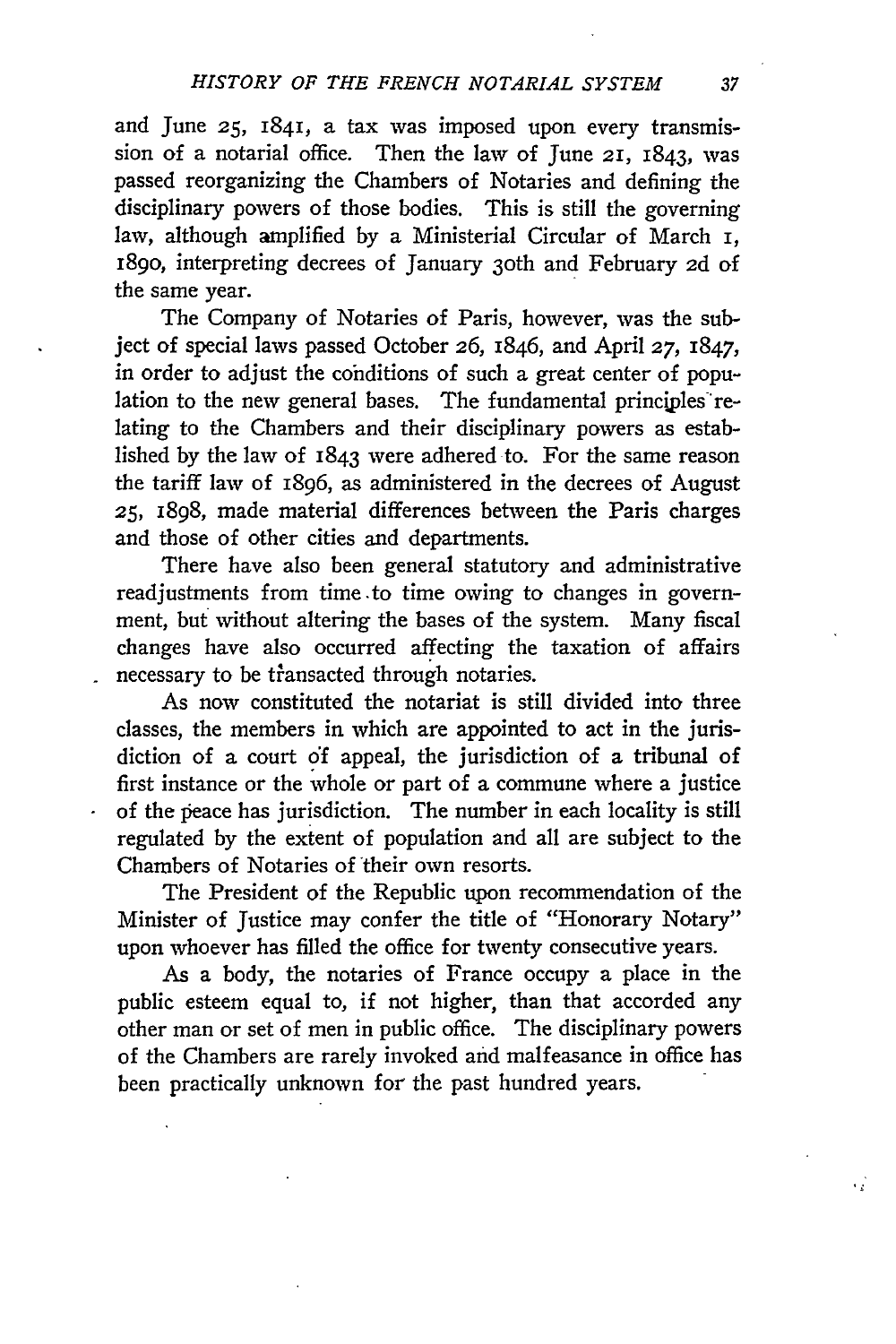and June 25, 1841, a tax was imposed upon every transmission of a notarial office. Then the law of June 21, 1843, was passed reorganizing the Chambers of Notaries and defining the disciplinary powers of those bodies. This is still the governing law, although amplified by a Ministerial Circular of March 1, 1890, interpreting decrees of January 30th and February 2d of the same year.

The Company of Notaries of Paris, however, was the subject of special laws passed October 26, 1846, and April 27, 1847, in order to adjust the conditions of such a great center of population to the new general bases. The fundamental principles relating to the Chambers and their disciplinary powers as established by the law of 1843 were adhered to. For the same reason the tariff law of 1896, as administered in the decrees of August 25, 1898, made material differences between the Paris charges and those of other cities and departments.

There have also been general statutory and administrative readjustments from time to time owing to changes in government, but without altering the bases of the system. Many fiscal changes have also occurred affecting the taxation of affairs necessary to be transacted through notaries.

As now constituted the notariat is still divided into three classes, the members in which are appointed to act in the jurisdiction of a court of appeal, the jurisdiction of a tribunal of first instance or the whole or part of a commune where a justice of the peace has jurisdiction. The number in each locality is still regulated by the extent of population and all are subject to the Chambers of Notaries of their own resorts.

The President of the Republic upon recommendation of the Minister of Justice may confer the title of "Honorary Notary" upon whoever has filled the office for twenty consecutive years.

As a body, the notaries of France occupy a place in the public esteem equal to, if not higher, than that accorded any other man or set of men in public office. The disciplinary powers of the Chambers are rarely invoked and malfeasance in office has been practically unknown for the past hundred years.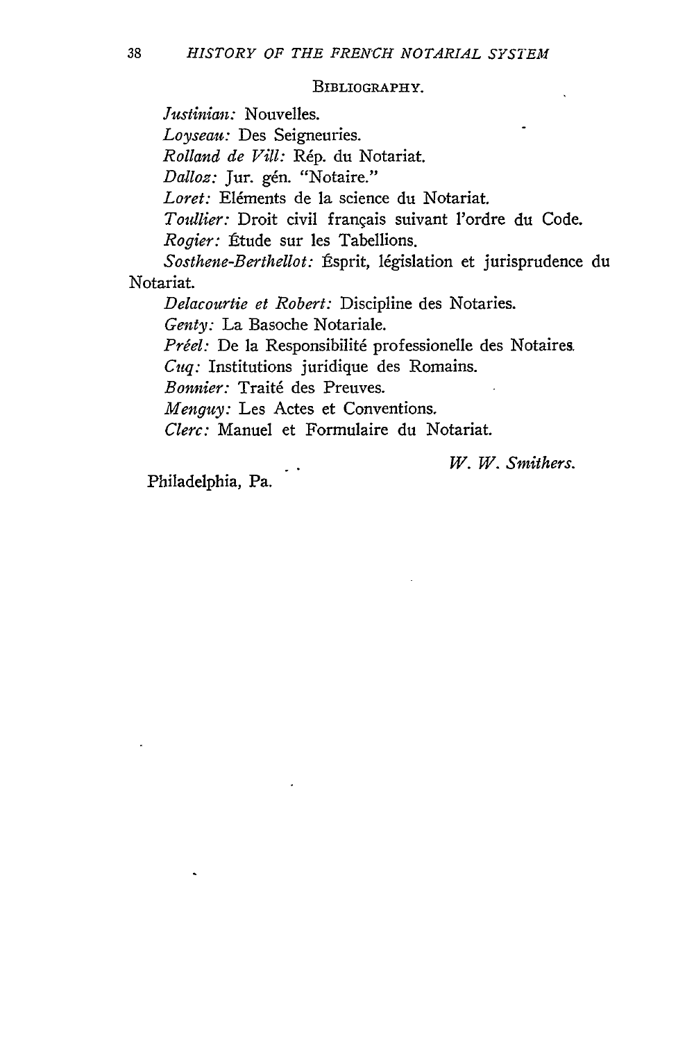## Bibliography.

*Justinian:* Nouvelles.

*Loyseau:* Des Seigneuries.

*Rolland de Vill:* Rép. du Notariat.

*Dalloz:* Jur. gén. "Notaire."

*Loret:* Eléments de la science du Notariat.

*Toullier:* Droit civil français suivant l'ordre du Code.

*Rogier:* Étude sur les Tabellions.

*Sosthene-Berthellot:* Ésprit, législation et jurisprudence du Notariat.

*Delacourtie et Robert:* Discipline des Notaries.

*Genty:* La Basoche Notariale.

*Préel:* De la Responsibilité professionelle des Notaires.

*Cuq:* Institutions juridique des Romains.

*Bonnier:* Traité des Preuves.

*Menguy:* Les Actes et Conventions.

*Clerc:* Manuel et Formulaire du Notariat.

*W. W. Smithers.*

Philadelphia, Pa.